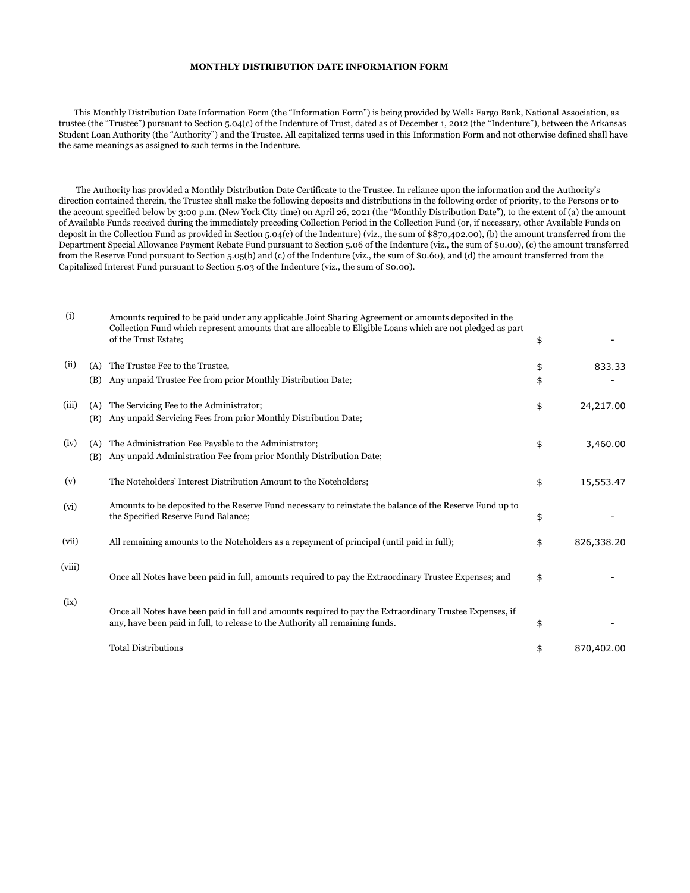# MONTHLY DISTRIBUTION DATE INFORMATION FORM

This Monthly Distribution Date Information Form (the "Information Form") is being provided by Wells Fargo Bank, National Association, as trustee (the "Trustee") pursuant to Section 5.04(c) of the Indenture of Trust, dated as of December 1, 2012 (the "Indenture"), between the Arkansas Student Loan Authority (the "Authority") and the Trustee. All capitalized terms used in this Information Form and not otherwise defined shall have the same meanings as assigned to such terms in the Indenture.

The Authority has provided a Monthly Distribution Date Certificate to the Trustee. In reliance upon the information and the Authority's direction contained therein, the Trustee shall make the following deposits and distributions in the following order of priority, to the Persons or to the account specified below by 3:00 p.m. (New York City time) on April 26, 2021 (the "Monthly Distribution Date"), to the extent of (a) the amount of Available Funds received during the immediately preceding Collection Period in the Collection Fund (or, if necessary, other Available Funds on deposit in the Collection Fund as provided in Section 5.04(c) of the Indenture) (viz., the sum of $870,402.00), (b) the amount transferred from the Department Special Allowance Payment Rebate Fund pursuant to Section 5.06 of the Indenture (viz., the sum of $0.00), (c) the amount transferred from the Reserve Fund pursuant to Section 5.05(b) and (c) of the Indenture (viz., the sum of $0.60), and (d) the amount transferred from the Capitalized Interest Fund pursuant to Section 5.03 of the Indenture (viz., the sum of $0.00).

| | | | | |
|---|---|---|---|---|
| (i) | | Amounts required to be paid under any applicable Joint Sharing Agreement or amounts deposited in the Collection Fund which represent amounts that are allocable to Eligible Loans which are not pledged as part of the Trust Estate; | $ | - |
| (ii) | (A) | The Trustee Fee to the Trustee, | $ | 833.33 |
| | (B) | Any unpaid Trustee Fee from prior Monthly Distribution Date; | $ | - |
| (iii) | (A) | The Servicing Fee to the Administrator; | $ | 24,217.00 |
| | (B) | Any unpaid Servicing Fees from prior Monthly Distribution Date; | | |
| (iv) | (A) | The Administration Fee Payable to the Administrator; | $ | 3,460.00 |
| | (B) | Any unpaid Administration Fee from prior Monthly Distribution Date; | | |
| (v) | | The Noteholders' Interest Distribution Amount to the Noteholders; | $ | 15,553.47 |
| (vi) | | Amounts to be deposited to the Reserve Fund necessary to reinstate the balance of the Reserve Fund up to the Specified Reserve Fund Balance; | $ | - |
| (vii) | | All remaining amounts to the Noteholders as a repayment of principal (until paid in full); | $ | 826,338.20 |
| (viii) | | Once all Notes have been paid in full, amounts required to pay the Extraordinary Trustee Expenses; and | $ | - |
| (ix) | | Once all Notes have been paid in full and amounts required to pay the Extraordinary Trustee Expenses, if any, have been paid in full, to release to the Authority all remaining funds. | $ | - |
| | | Total Distributions | $ | 870,402.00 |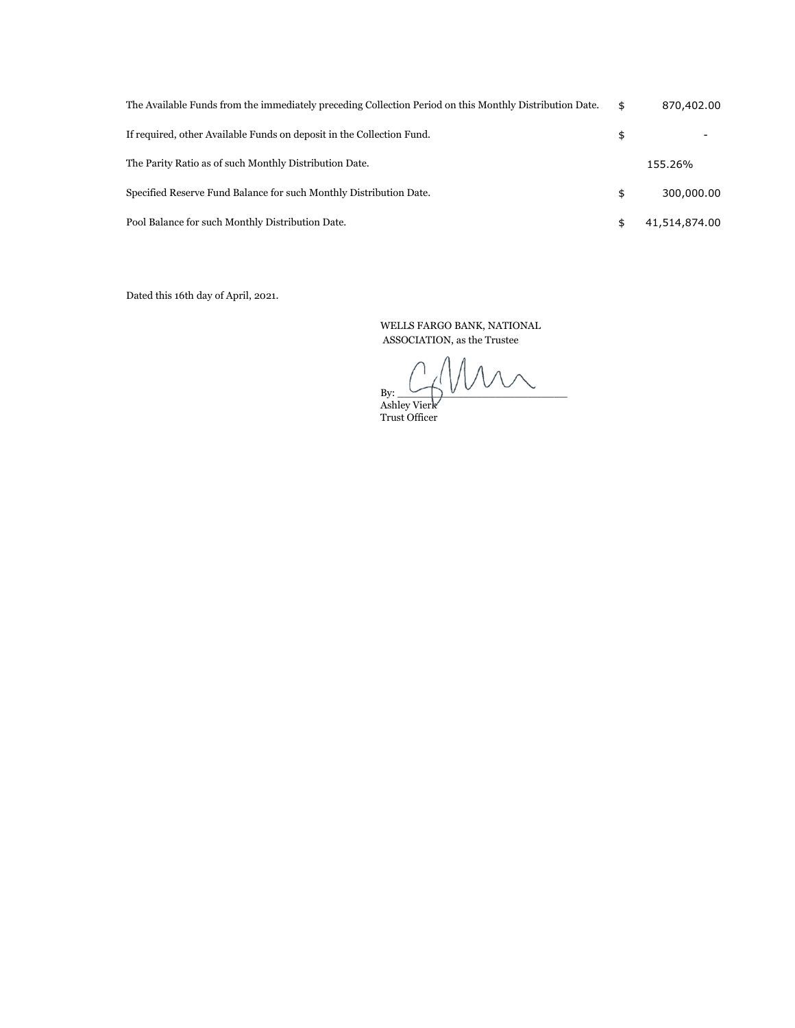| | | |
|---|---|---|
| The Available Funds from the immediately preceding Collection Period on this Monthly Distribution Date. | $ | 870,402.00 |
| If required, other Available Funds on deposit in the Collection Fund. | $ | - |
| The Parity Ratio as of such Monthly Distribution Date. | | 155.26% |
| Specified Reserve Fund Balance for such Monthly Distribution Date. | $ | 300,000.00 |
| Pool Balance for such Monthly Distribution Date. | $ | 41,514,874.00 |

Dated this 16th day of April, 2021.

WELLS FARGO BANK, NATIONAL ASSOCIATION, as the Trustee

By: \_\_\_\_\_\_\_\_\_\_\_\_\_\_\_\_\_\_\_\_\_\_\_\_\_

Ashley Vierk
Trust Officer